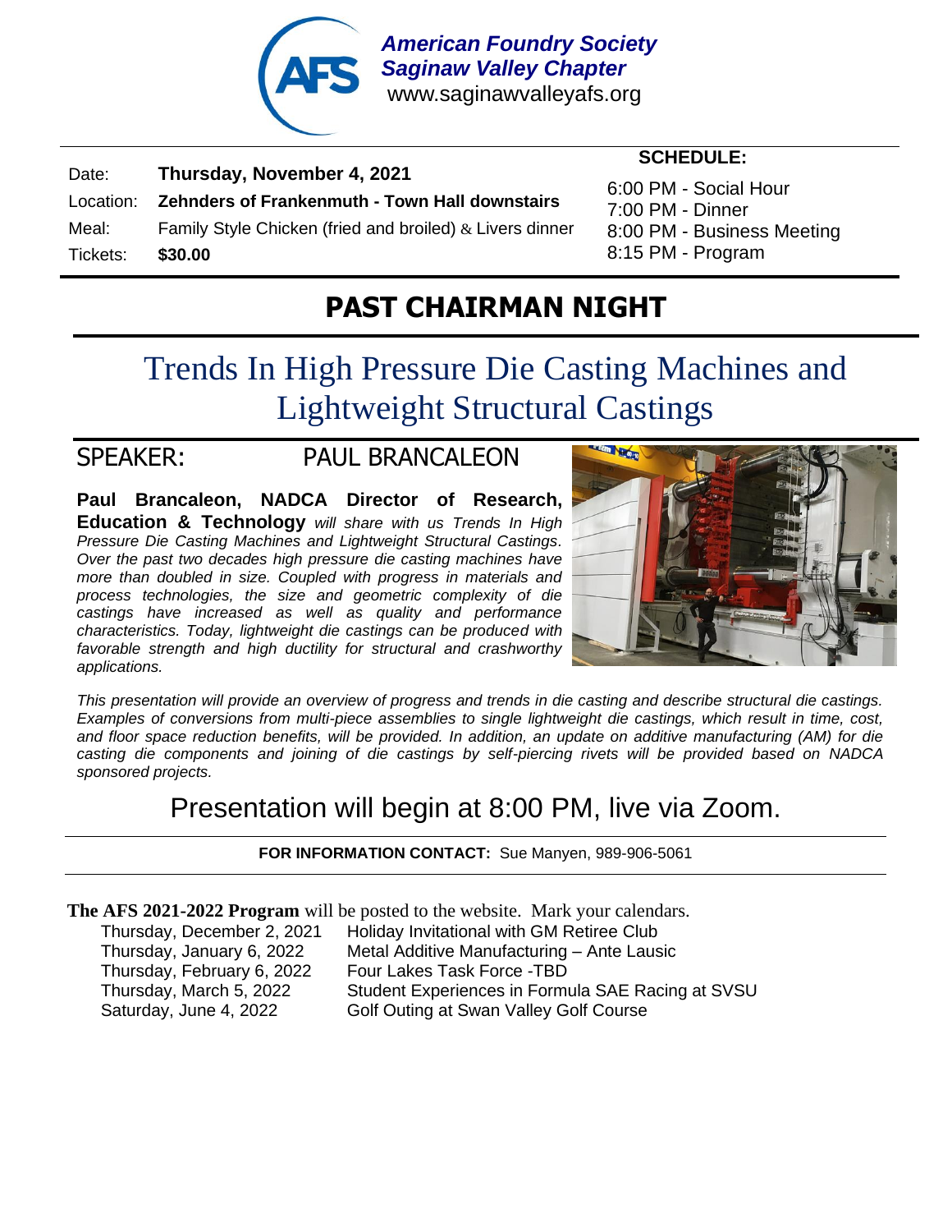**American Foundry Society**
**Saginaw Valley Chapter**
www.saginawvalleyafs.org

| | |
|---|---|
| Date: | **Thursday, November 4, 2021** |
| Location: | **Zehnders of Frankenmuth - Town Hall downstairs** |
| Meal: | Family Style Chicken (fried and broiled) & Livers dinner |
| Tickets: | **$30.00** |

**SCHEDULE:**

6:00 PM - Social Hour
7:00 PM - Dinner
8:00 PM - Business Meeting
8:15 PM - Program

# PAST CHAIRMAN NIGHT

## Trends In High Pressure Die Casting Machines and Lightweight Structural Castings

### SPEAKER: PAUL BRANCALEON

**Paul Brancaleon, NADCA Director of Research, Education & Technology** *will share with us Trends In High Pressure Die Casting Machines and Lightweight Structural Castings. Over the past two decades high pressure die casting machines have more than doubled in size. Coupled with progress in materials and process technologies, the size and geometric complexity of die castings have increased as well as quality and performance characteristics. Today, lightweight die castings can be produced with favorable strength and high ductility for structural and crashworthy applications.*

*This presentation will provide an overview of progress and trends in die casting and describe structural die castings. Examples of conversions from multi-piece assemblies to single lightweight die castings, which result in time, cost, and floor space reduction benefits, will be provided. In addition, an update on additive manufacturing (AM) for die casting die components and joining of die castings by self-piercing rivets will be provided based on NADCA sponsored projects.*

Presentation will begin at 8:00 PM, live via Zoom.

**FOR INFORMATION CONTACT:** Sue Manyen, 989-906-5061

**The AFS 2021-2022 Program** will be posted to the website. Mark your calendars.

| | |
|---|---|
| Thursday, December 2, 2021 | Holiday Invitational with GM Retiree Club |
| Thursday, January 6, 2022 | Metal Additive Manufacturing – Ante Lausic |
| Thursday, February 6, 2022 | Four Lakes Task Force -TBD |
| Thursday, March 5, 2022 | Student Experiences in Formula SAE Racing at SVSU |
| Saturday, June 4, 2022 | Golf Outing at Swan Valley Golf Course |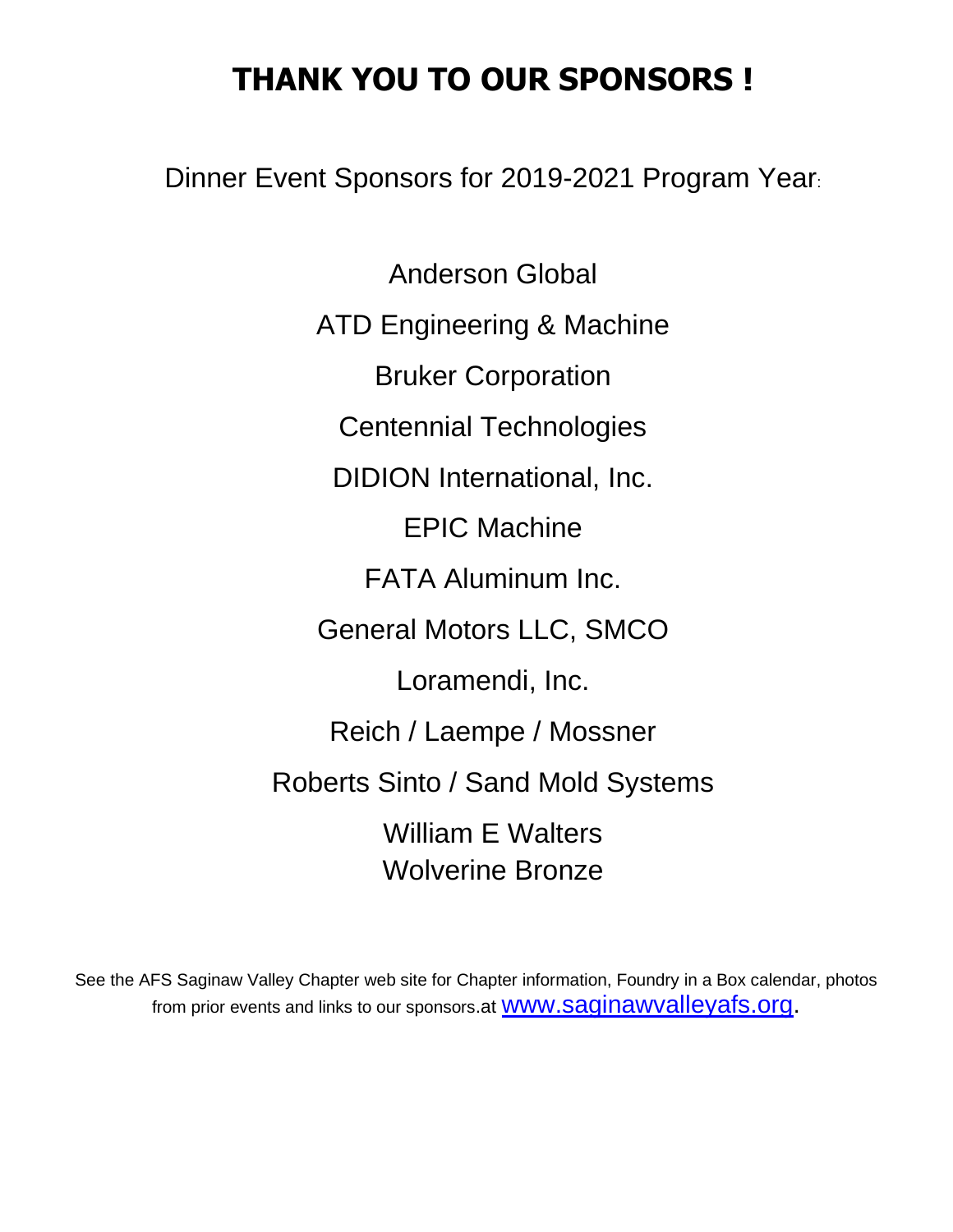# THANK YOU TO OUR SPONSORS !

Dinner Event Sponsors for 2019-2021 Program Year:

Anderson Global

ATD Engineering & Machine

Bruker Corporation

Centennial Technologies

DIDION International, Inc.

EPIC Machine

FATA Aluminum Inc.

General Motors LLC, SMCO

Loramendi, Inc.

Reich / Laempe / Mossner

Roberts Sinto / Sand Mold Systems

William E Walters
Wolverine Bronze

See the AFS Saginaw Valley Chapter web site for Chapter information, Foundry in a Box calendar, photos from prior events and links to our sponsors.at www.saginawvalleyafs.org.